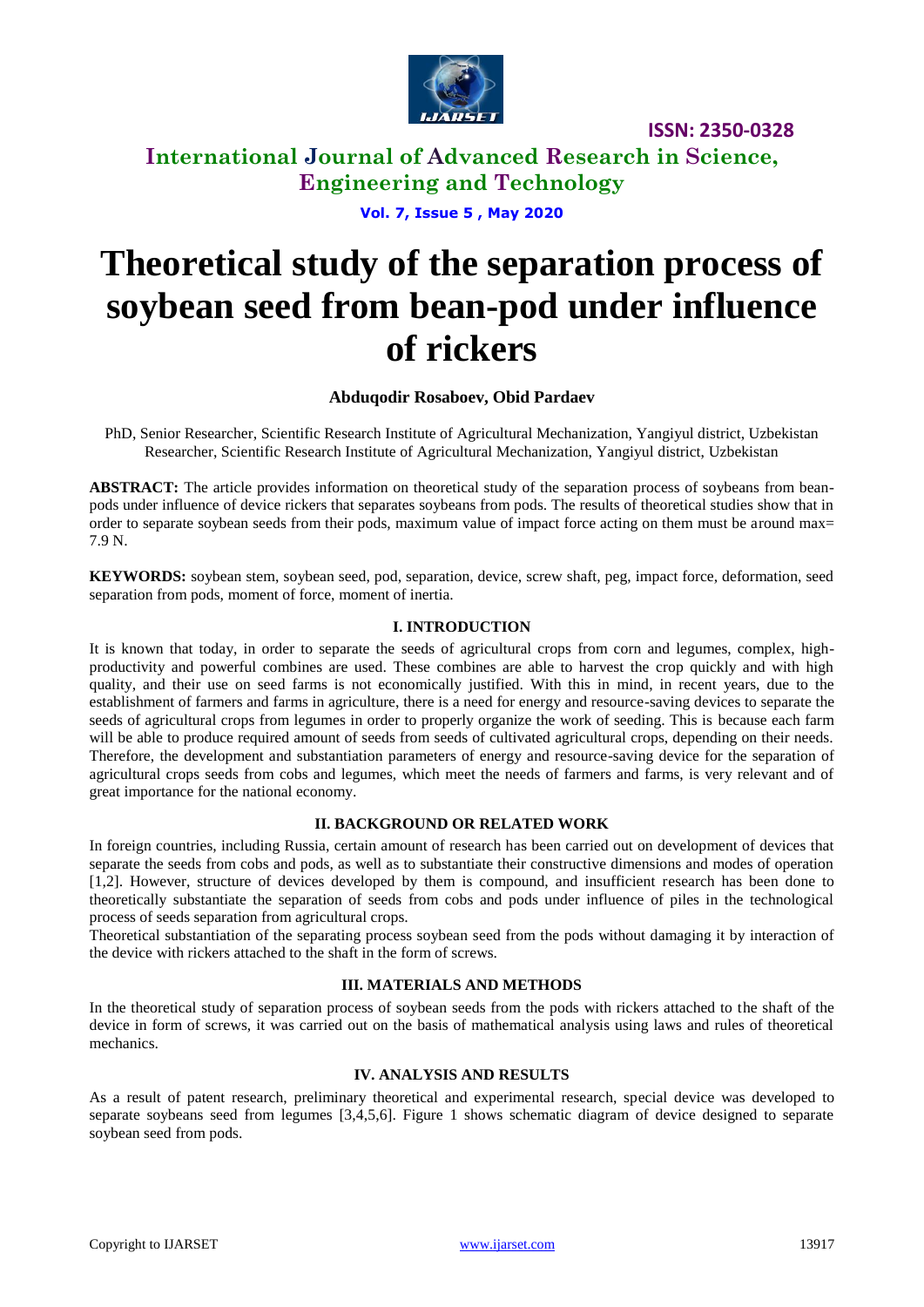# Theoretical study of the separation process of soybean seed from bean-pod under influence of rickers

**Abduqodir Rosaboev, Obid Pardaev**

PhD, Senior Researcher, Scientific Research Institute of Agricultural Mechanization, Yangiyul district, Uzbekistan
Researcher, Scientific Research Institute of Agricultural Mechanization, Yangiyul district, Uzbekistan

**ABSTRACT:** The article provides information on theoretical study of the separation process of soybeans from bean-pods under influence of device rickers that separates soybeans from pods. The results of theoretical studies show that in order to separate soybean seeds from their pods, maximum value of impact force acting on them must be around max= 7.9 N.

**KEYWORDS:** soybean stem, soybean seed, pod, separation, device, screw shaft, peg, impact force, deformation, seed separation from pods, moment of force, moment of inertia.

## I. INTRODUCTION

It is known that today, in order to separate the seeds of agricultural crops from corn and legumes, complex, high-productivity and powerful combines are used. These combines are able to harvest the crop quickly and with high quality, and their use on seed farms is not economically justified. With this in mind, in recent years, due to the establishment of farmers and farms in agriculture, there is a need for energy and resource-saving devices to separate the seeds of agricultural crops from legumes in order to properly organize the work of seeding. This is because each farm will be able to produce required amount of seeds from seeds of cultivated agricultural crops, depending on their needs. Therefore, the development and substantiation parameters of energy and resource-saving device for the separation of agricultural crops seeds from cobs and legumes, which meet the needs of farmers and farms, is very relevant and of great importance for the national economy.

## II. BACKGROUND OR RELATED WORK

In foreign countries, including Russia, certain amount of research has been carried out on development of devices that separate the seeds from cobs and pods, as well as to substantiate their constructive dimensions and modes of operation [1,2]. However, structure of devices developed by them is compound, and insufficient research has been done to theoretically substantiate the separation of seeds from cobs and pods under influence of piles in the technological process of seeds separation from agricultural crops.

Theoretical substantiation of the separating process soybean seed from the pods without damaging it by interaction of the device with rickers attached to the shaft in the form of screws.

## III. MATERIALS AND METHODS

In the theoretical study of separation process of soybean seeds from the pods with rickers attached to the shaft of the device in form of screws, it was carried out on the basis of mathematical analysis using laws and rules of theoretical mechanics.

## IV. ANALYSIS AND RESULTS

As a result of patent research, preliminary theoretical and experimental research, special device was developed to separate soybeans seed from legumes [3,4,5,6]. Figure 1 shows schematic diagram of device designed to separate soybean seed from pods.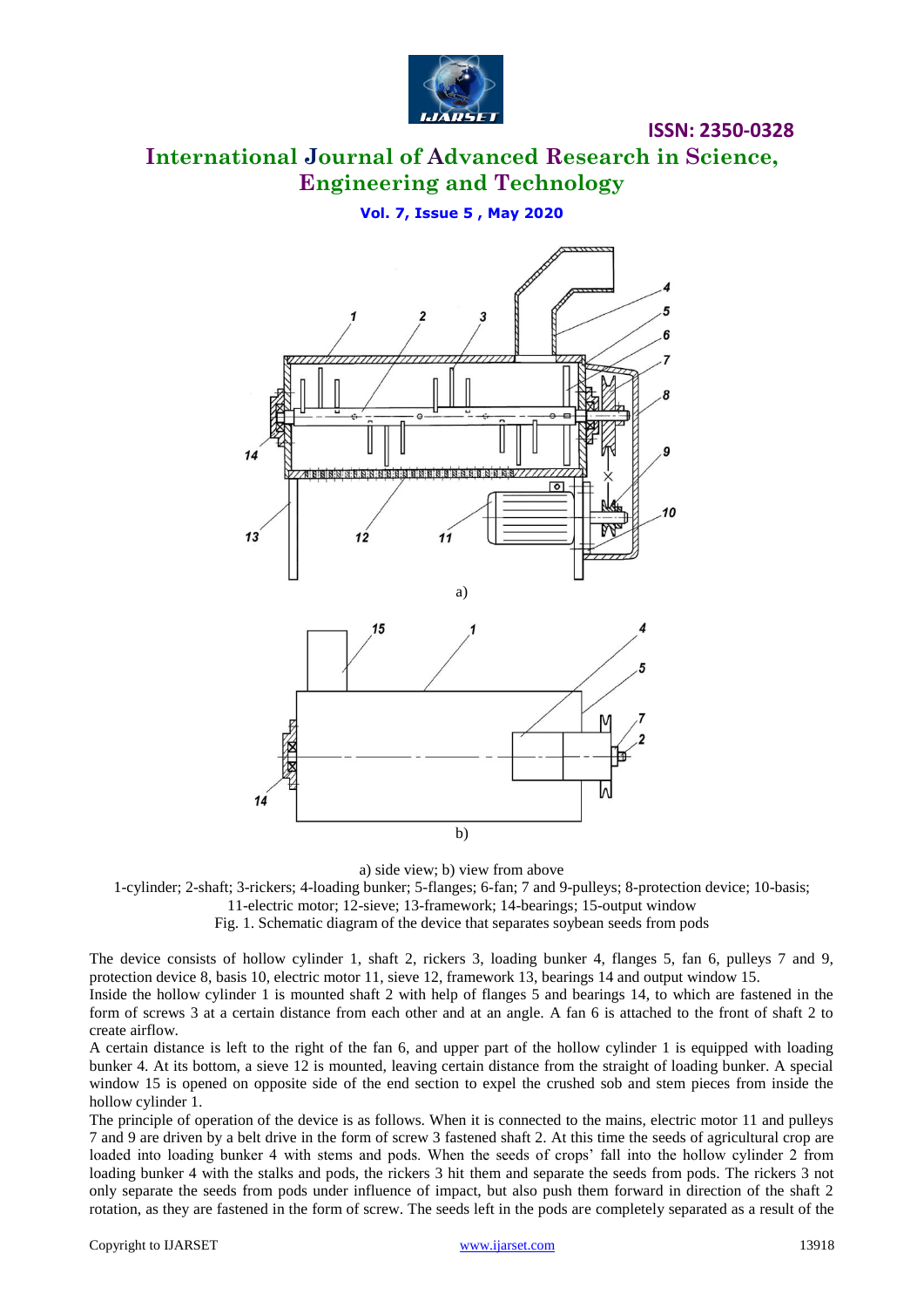a) side view; b) view from above

1-cylinder; 2-shaft; 3-rickers; 4-loading bunker; 5-flanges; 6-fan; 7 and 9-pulleys; 8-protection device; 10-basis; 11-electric motor; 12-sieve; 13-framework; 14-bearings; 15-output window

Fig. 1. Schematic diagram of the device that separates soybean seeds from pods

The device consists of hollow cylinder 1, shaft 2, rickers 3, loading bunker 4, flanges 5, fan 6, pulleys 7 and 9, protection device 8, basis 10, electric motor 11, sieve 12, framework 13, bearings 14 and output window 15.

Inside the hollow cylinder 1 is mounted shaft 2 with help of flanges 5 and bearings 14, to which are fastened in the form of screws 3 at a certain distance from each other and at an angle. A fan 6 is attached to the front of shaft 2 to create airflow.

A certain distance is left to the right of the fan 6, and upper part of the hollow cylinder 1 is equipped with loading bunker 4. At its bottom, a sieve 12 is mounted, leaving certain distance from the straight of loading bunker. A special window 15 is opened on opposite side of the end section to expel the crushed sob and stem pieces from inside the hollow cylinder 1.

The principle of operation of the device is as follows. When it is connected to the mains, electric motor 11 and pulleys 7 and 9 are driven by a belt drive in the form of screw 3 fastened shaft 2. At this time the seeds of agricultural crop are loaded into loading bunker 4 with stems and pods. When the seeds of crops' fall into the hollow cylinder 2 from loading bunker 4 with the stalks and pods, the rickers 3 hit them and separate the seeds from pods. The rickers 3 not only separate the seeds from pods under influence of impact, but also push them forward in direction of the shaft 2 rotation, as they are fastened in the form of screw. The seeds left in the pods are completely separated as a result of the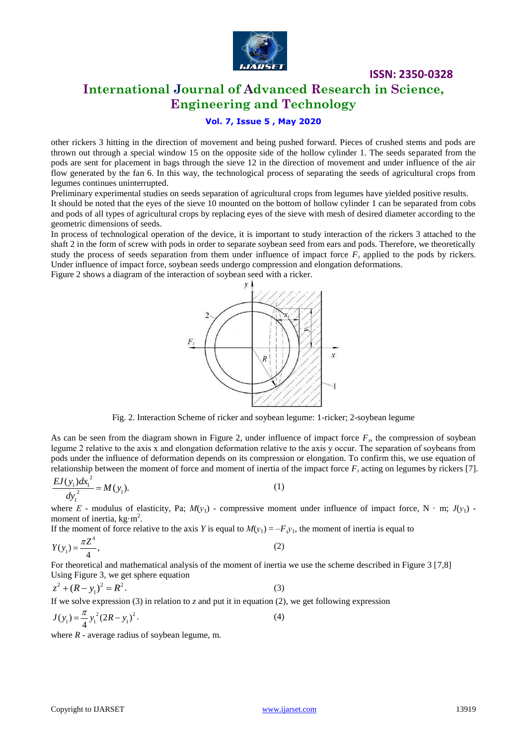other rickers 3 hitting in the direction of movement and being pushed forward. Pieces of crushed stems and pods are thrown out through a special window 15 on the opposite side of the hollow cylinder 1. The seeds separated from the pods are sent for placement in bags through the sieve 12 in the direction of movement and under influence of the air flow generated by the fan 6. In this way, the technological process of separating the seeds of agricultural crops from legumes continues uninterrupted.

Preliminary experimental studies on seeds separation of agricultural crops from legumes have yielded positive results.

It should be noted that the eyes of the sieve 10 mounted on the bottom of hollow cylinder 1 can be separated from cobs and pods of all types of agricultural crops by replacing eyes of the sieve with mesh of desired diameter according to the geometric dimensions of seeds.

In process of technological operation of the device, it is important to study interaction of the rickers 3 attached to the shaft 2 in the form of screw with pods in order to separate soybean seed from ears and pods. Therefore, we theoretically study the process of seeds separation from them under influence of impact force $F_з$ applied to the pods by rickers. Under influence of impact force, soybean seeds undergo compression and elongation deformations.

Figure 2 shows a diagram of the interaction of soybean seed with a ricker.

Fig. 2. Interaction Scheme of ricker and soybean legume: 1-ricker; 2-soybean legume

As can be seen from the diagram shown in Figure 2, under influence of impact force $F_з$, the compression of soybean legume 2 relative to the axis x and elongation deformation relative to the axis y occur. The separation of soybeans from pods under the influence of deformation depends on its compression or elongation. To confirm this, we use equation of relationship between the moment of force and moment of inertia of the impact force $F_з$ acting on legumes by rickers [7].

$$\frac{EJ(y_1)dx_1^2}{dy_1^2} = M(y_1). \tag{1}$$

where $E$ - modulus of elasticity, Pa; $M(y_1)$ - compressive moment under influence of impact force, N · m; $J(y_1)$ - moment of inertia, kg·m$^2$.

If the moment of force relative to the axis $Y$ is equal to $M(y_1) = -F_з y_1$, the moment of inertia is equal to

$$Y(y_1) = \frac{\pi Z^4}{4}, \tag{2}$$

For theoretical and mathematical analysis of the moment of inertia we use the scheme described in Figure 3 [7,8]

Using Figure 3, we get sphere equation

$$z^2 + (R - y_1)^2 = R^2. \tag{3}$$

If we solve expression (3) in relation to $z$ and put it in equation (2), we get following expression

$$J(y_1) = \frac{\pi}{4} y_1^2 (2R - y_1)^2. \tag{4}$$

where $R$ - average radius of soybean legume, m.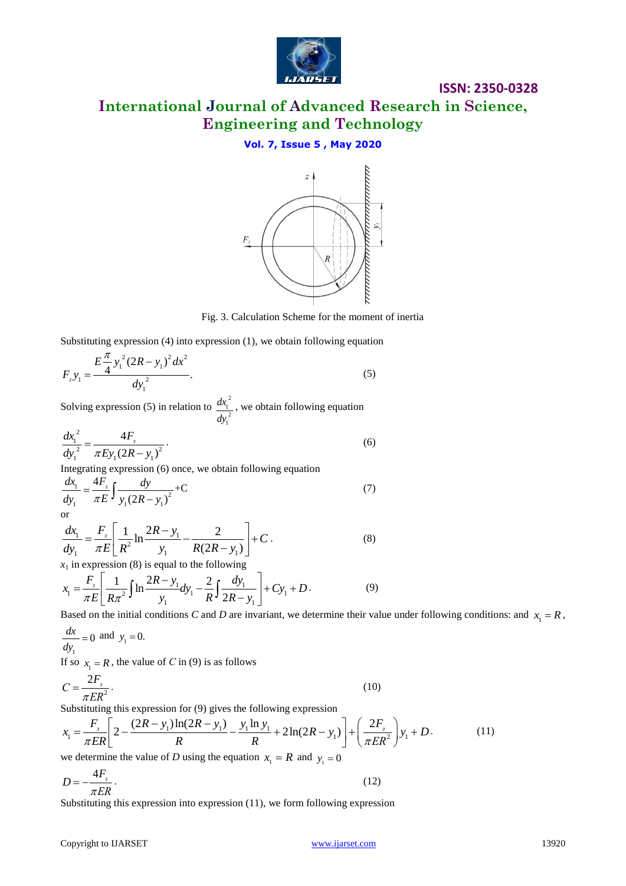Fig. 3. Calculation Scheme for the moment of inertia

Substituting expression (4) into expression (1), we obtain following equation

$$F_з y_1 = \frac{E\frac{\pi}{4}y_1^2(2R-y_1)^2 dx^2}{dy_1^2}. \tag{5}$$

Solving expression (5) in relation to $\frac{dx_1^2}{dy_1^2}$, we obtain following equation

$$\frac{dx_1^2}{dy_1^2} = \frac{4F_з}{\pi E y_1 (2R-y_1)^2}. \tag{6}$$

Integrating expression (6) once, we obtain following equation

$$\frac{dx_1}{dy_1} = \frac{4F_з}{\pi E}\int \frac{dy}{y_1(2R-y_1)^2} + \mathrm{C} \tag{7}$$

or

$$\frac{dx_1}{dy_1} = \frac{F_з}{\pi E}\left[\frac{1}{R^2}\ln\frac{2R-y_1}{y_1} - \frac{2}{R(2R-y_1)}\right] + C. \tag{8}$$

$x_1$ in expression (8) is equal to the following

$$x_1 = \frac{F_з}{\pi E}\left[\frac{1}{R\pi^2}\int \ln\frac{2R-y_1}{y_1}dy_1 - \frac{2}{R}\int\frac{dy_1}{2R-y_1}\right] + Cy_1 + D. \tag{9}$$

Based on the initial conditions *C* and *D* are invariant, we determine their value under following conditions: and $x_1 = R$, $\frac{dx}{dy_1} = 0$ and $y_1 = 0$.

If so $x_1 = R$, the value of *C* in (9) is as follows

$$C = \frac{2F_з}{\pi E R^2}. \tag{10}$$

Substituting this expression for (9) gives the following expression

$$x_1 = \frac{F_з}{\pi E R}\left[2 - \frac{(2R-y_1)\ln(2R-y_1)}{R} - \frac{y_1 \ln y_1}{R} + 2\ln(2R-y_1)\right] + \left(\frac{2F_з}{\pi E R^2}\right)y_1 + D. \tag{11}$$

we determine the value of *D* using the equation $x_1 = R$ and $y_1 = 0$

$$D = -\frac{4F_з}{\pi E R}. \tag{12}$$

Substituting this expression into expression (11), we form following expression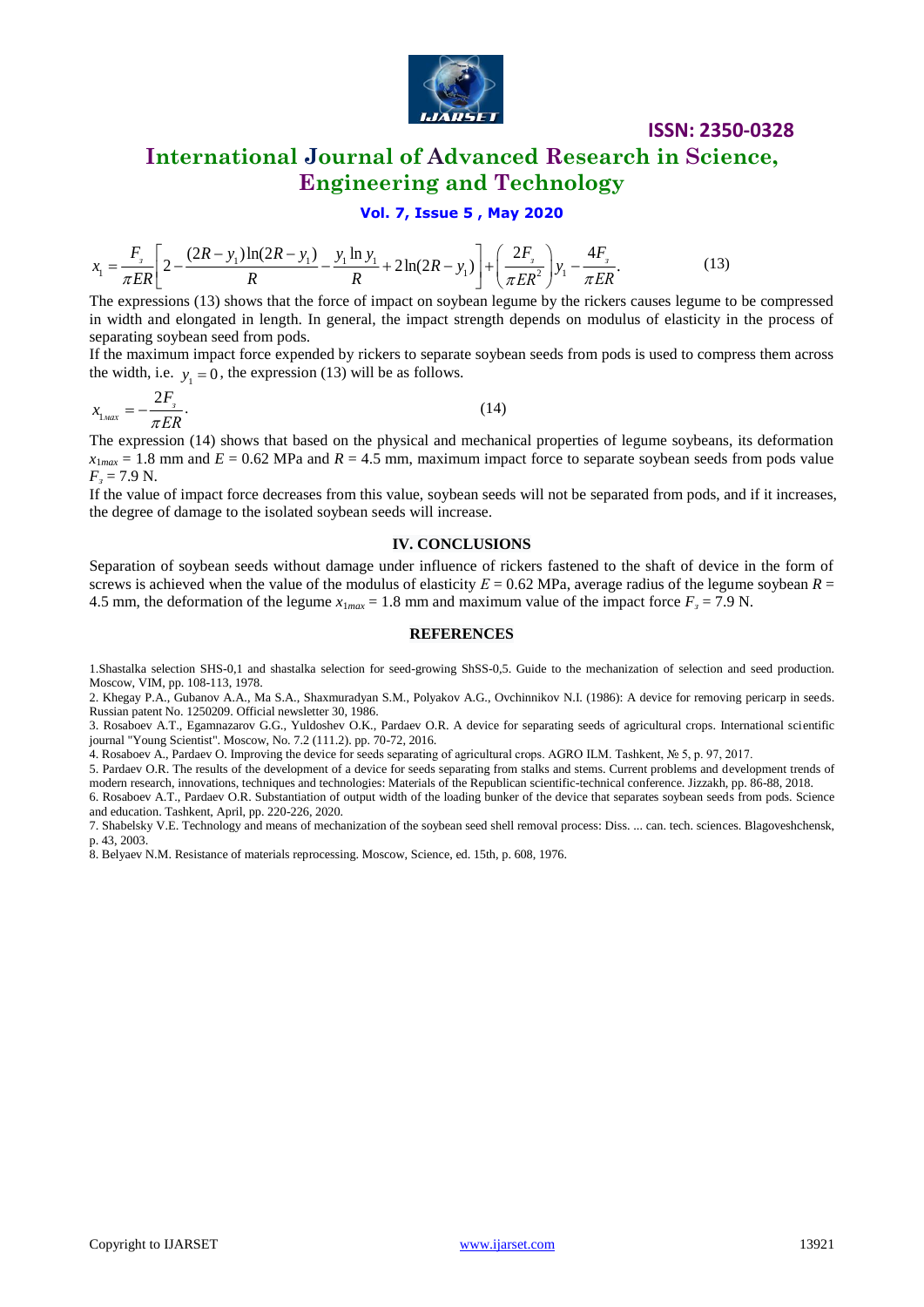$$x_1 = \frac{F_з}{\pi ER}\left[2 - \frac{(2R - y_1)\ln(2R - y_1)}{R} - \frac{y_1 \ln y_1}{R} + 2\ln(2R - y_1)\right] + \left(\frac{2F_з}{\pi ER^2}\right)y_1 - \frac{4F_з}{\pi ER}. \qquad (13)$$

The expressions (13) shows that the force of impact on soybean legume by the rickers causes legume to be compressed in width and elongated in length. In general, the impact strength depends on modulus of elasticity in the process of separating soybean seed from pods.

If the maximum impact force expended by rickers to separate soybean seeds from pods is used to compress them across the width, i.e. $y_1 = 0$, the expression (13) will be as follows.

$$x_{1max} = -\frac{2F_з}{\pi ER}. \qquad (14)$$

The expression (14) shows that based on the physical and mechanical properties of legume soybeans, its deformation $x_{1max}$ = 1.8 mm and $E$ = 0.62 MPa and $R$ = 4.5 mm, maximum impact force to separate soybean seeds from pods value $F_з$ = 7.9 N.

If the value of impact force decreases from this value, soybean seeds will not be separated from pods, and if it increases, the degree of damage to the isolated soybean seeds will increase.

## IV. CONCLUSIONS

Separation of soybean seeds without damage under influence of rickers fastened to the shaft of device in the form of screws is achieved when the value of the modulus of elasticity $E$ = 0.62 MPa, average radius of the legume soybean $R$ = 4.5 mm, the deformation of the legume $x_{1max}$ = 1.8 mm and maximum value of the impact force $F_з$ = 7.9 N.

## REFERENCES

1.Shastalka selection SHS-0,1 and shastalka selection for seed-growing ShSS-0,5. Guide to the mechanization of selection and seed production. Moscow, VIM, pp. 108-113, 1978.

2. Khegay P.A., Gubanov A.A., Ma S.A., Shaxmuradyan S.M., Polyakov A.G., Ovchinnikov N.I. (1986): A device for removing pericarp in seeds. Russian patent No. 1250209. Official newsletter 30, 1986.

3. Rosaboev A.T., Egamnazarov G.G., Yuldoshev O.K., Pardaev O.R. A device for separating seeds of agricultural crops. International scientific journal "Young Scientist". Moscow, No. 7.2 (111.2). pp. 70-72, 2016.

4. Rosaboev A., Pardaev O. Improving the device for seeds separating of agricultural crops. AGRO ILM. Tashkent, № 5, p. 97, 2017.

5. Pardaev O.R. The results of the development of a device for seeds separating from stalks and stems. Current problems and development trends of modern research, innovations, techniques and technologies: Materials of the Republican scientific-technical conference. Jizzakh, pp. 86-88, 2018.

6. Rosaboev A.T., Pardaev O.R. Substantiation of output width of the loading bunker of the device that separates soybean seeds from pods. Science and education. Tashkent, April, pp. 220-226, 2020.

7. Shabelsky V.E. Technology and means of mechanization of the soybean seed shell removal process: Diss. ... can. tech. sciences. Blagoveshchensk, p. 43, 2003.

8. Belyaev N.M. Resistance of materials reprocessing. Moscow, Science, ed. 15th, p. 608, 1976.